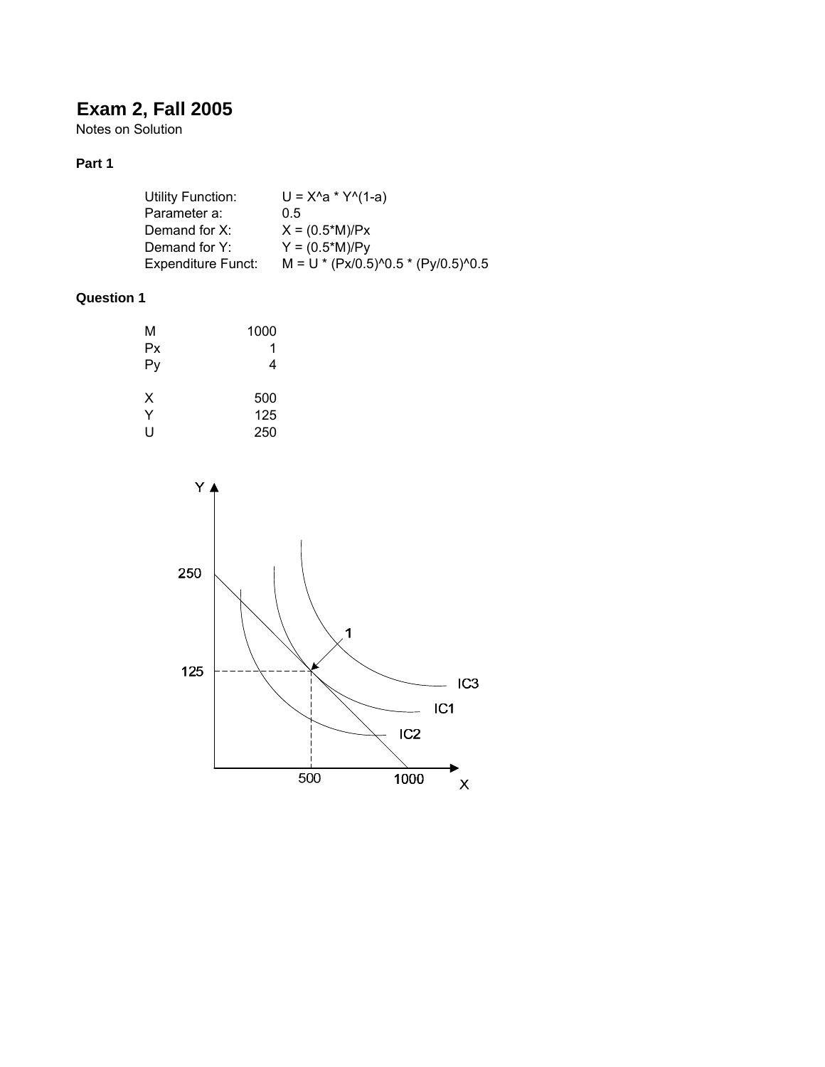# Exam 2, Fall 2005

Notes on Solution

### Part 1

| | |
|---|---|
| Utility Function: | U = X^a * Y^(1-a) |
| Parameter a: | 0.5 |
| Demand for X: | X = (0.5*M)/Px |
| Demand for Y: | Y = (0.5*M)/Py |
| Expenditure Funct: | M = U * (Px/0.5)^0.5 * (Py/0.5)^0.5 |

### Question 1

| | |
|---|---|
| M | 1000 |
| Px | 1 |
| Py | 4 |
| | |
| X | 500 |
| Y | 125 |
| U | 250 |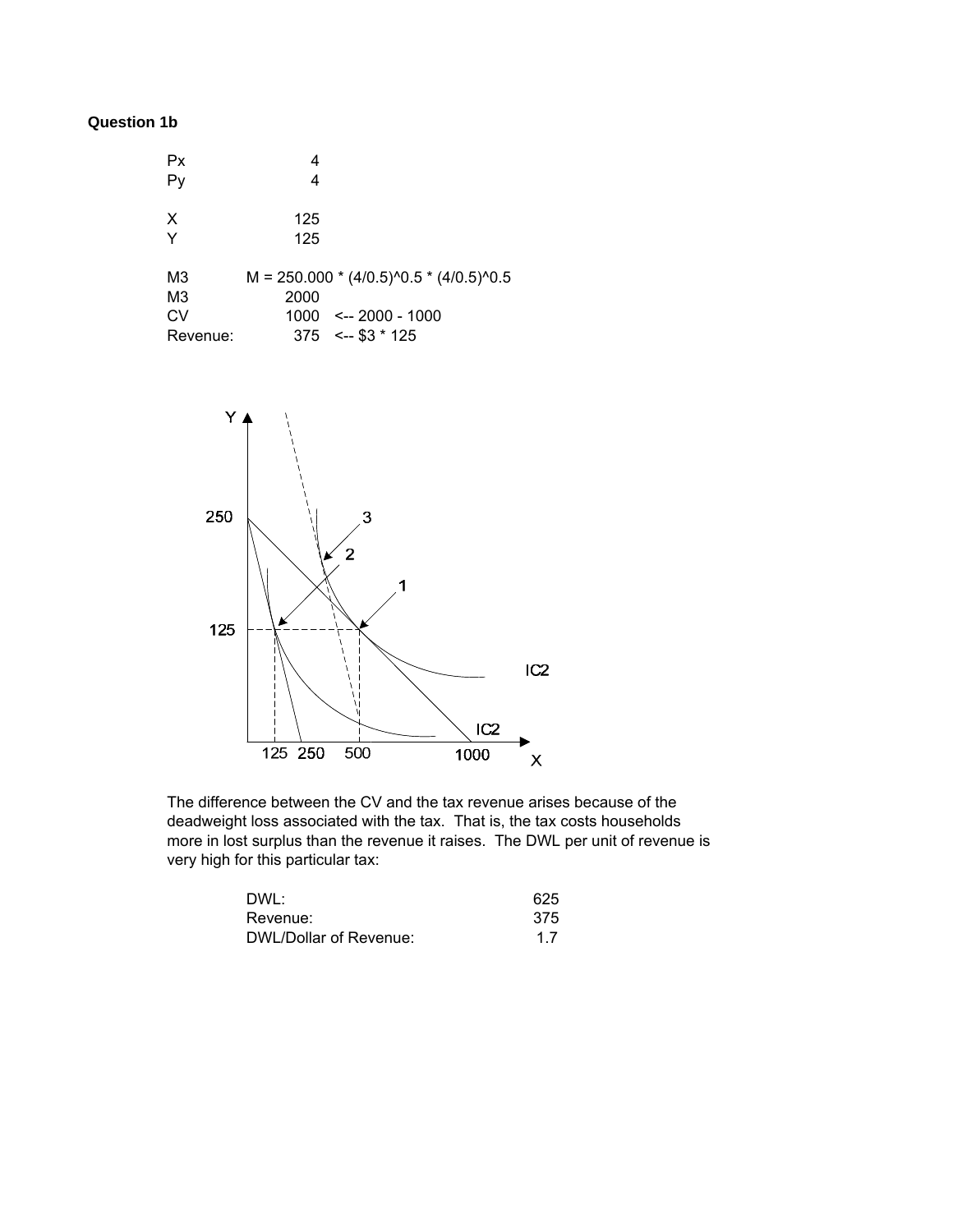**Question 1b**

| | | |
|---|---|---|
| Px | 4 | |
| Py | 4 | |
| | | |
| X | 125 | |
| Y | 125 | |
| | | |
| M3 | M = 250.000 * (4/0.5)^0.5 * (4/0.5)^0.5 | |
| M3 | 2000 | |
| CV | 1000 | <-- 2000 - 1000 |
| Revenue: | 375 | <-- $3 * 125 |

The difference between the CV and the tax revenue arises because of the deadweight loss associated with the tax. That is, the tax costs households more in lost surplus than the revenue it raises. The DWL per unit of revenue is very high for this particular tax:

| | |
|---|---|
| DWL: | 625 |
| Revenue: | 375 |
| DWL/Dollar of Revenue: | 1.7 |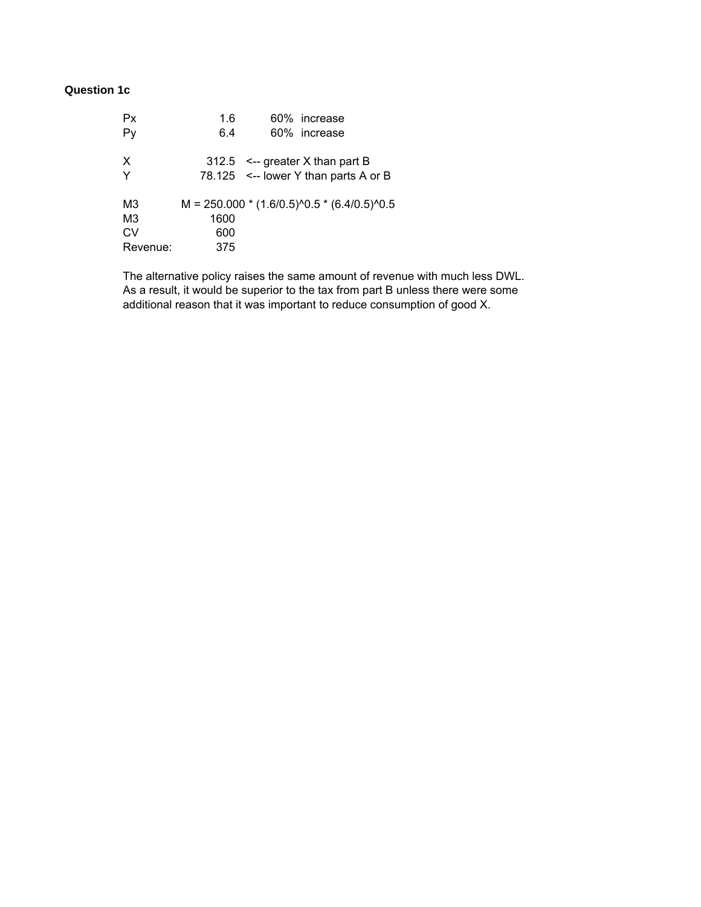**Question 1c**

| | | | |
|---|---|---|---|
| Px | 1.6 | 60% | increase |
| Py | 6.4 | 60% | increase |
| | | | |
| X | 312.5 | <-- greater X than part B | |
| Y | 78.125 | <-- lower Y than parts A or B | |
| | | | |
| M3 | M = 250.000 * (1.6/0.5)^0.5 * (6.4/0.5)^0.5 | | |
| M3 | 1600 | | |
| CV | 600 | | |
| Revenue: | 375 | | |

The alternative policy raises the same amount of revenue with much less DWL. As a result, it would be superior to the tax from part B unless there were some additional reason that it was important to reduce consumption of good X.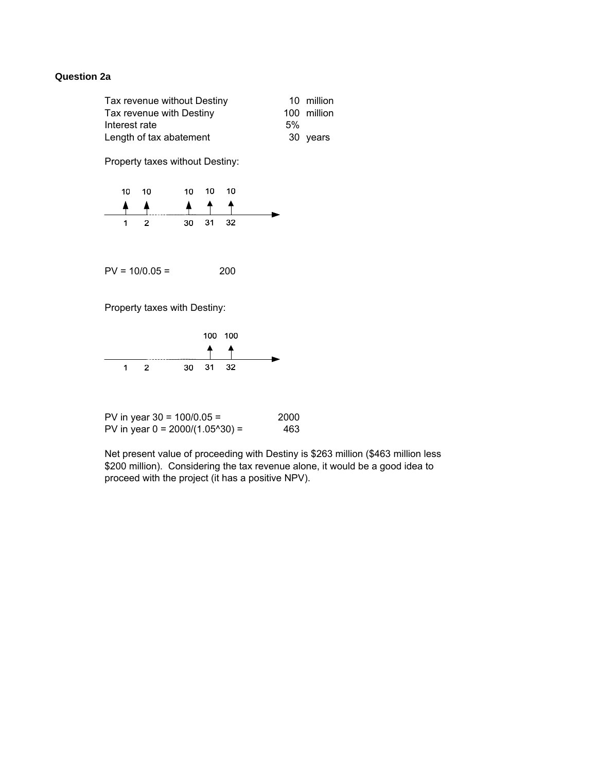**Question 2a**

| | | |
|---|---|---|
| Tax revenue without Destiny | 10 | million |
| Tax revenue with Destiny | 100 | million |
| Interest rate | 5% | |
| Length of tax abatement | 30 | years |

Property taxes without Destiny:

| 1 | 2 | ... | 30 | 31 | 32 |
|---|---|---|---|---|---|
| 10 | 10 | ... | 10 | 10 | 10 |

PV = 10/0.05 = 200

Property taxes with Destiny:

| 1 | 2 | ... | 30 | 31 | 32 |
|---|---|---|---|---|---|
| | | | | 100 | 100 |

PV in year 30 = 100/0.05 = 2000

PV in year 0 = 2000/(1.05^30) = 463

Net present value of proceeding with Destiny is $263 million ($463 million less $200 million). Considering the tax revenue alone, it would be a good idea to proceed with the project (it has a positive NPV).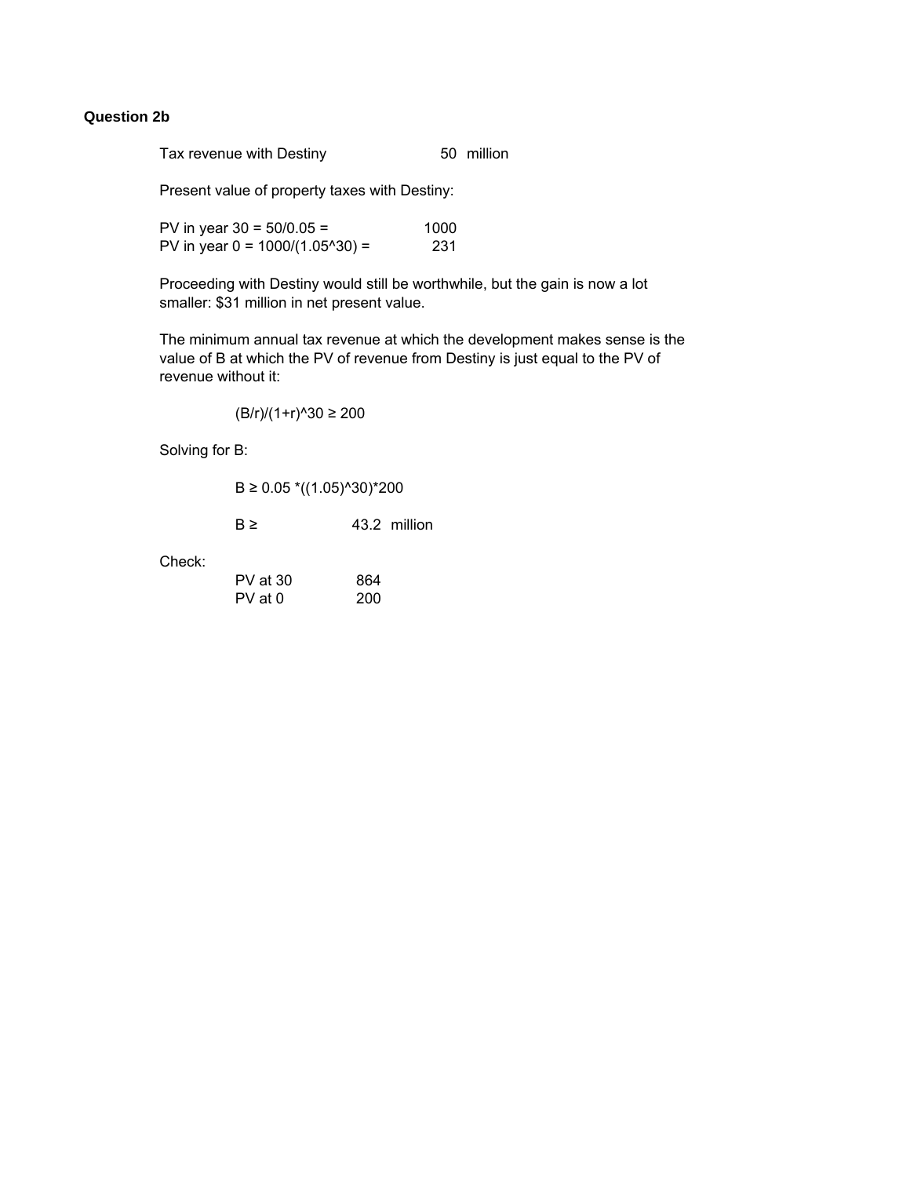**Question 2b**

| | | |
|---|---|---|
| Tax revenue with Destiny | 50 | million |

Present value of property taxes with Destiny:

| | |
|---|---|
| PV in year 30 = 50/0.05 = | 1000 |
| PV in year 0 = 1000/(1.05^30) = | 231 |

Proceeding with Destiny would still be worthwhile, but the gain is now a lot smaller: $31 million in net present value.

The minimum annual tax revenue at which the development makes sense is the value of B at which the PV of revenue from Destiny is just equal to the PV of revenue without it:

$$(B/r)/(1+r)^{30} \geq 200$$

Solving for B:

$$B \geq 0.05 \cdot ((1.05)^{30}) \cdot 200$$

$$B \geq 43.2 \text{ million}$$

Check:

| | |
|---|---|
| PV at 30 | 864 |
| PV at 0 | 200 |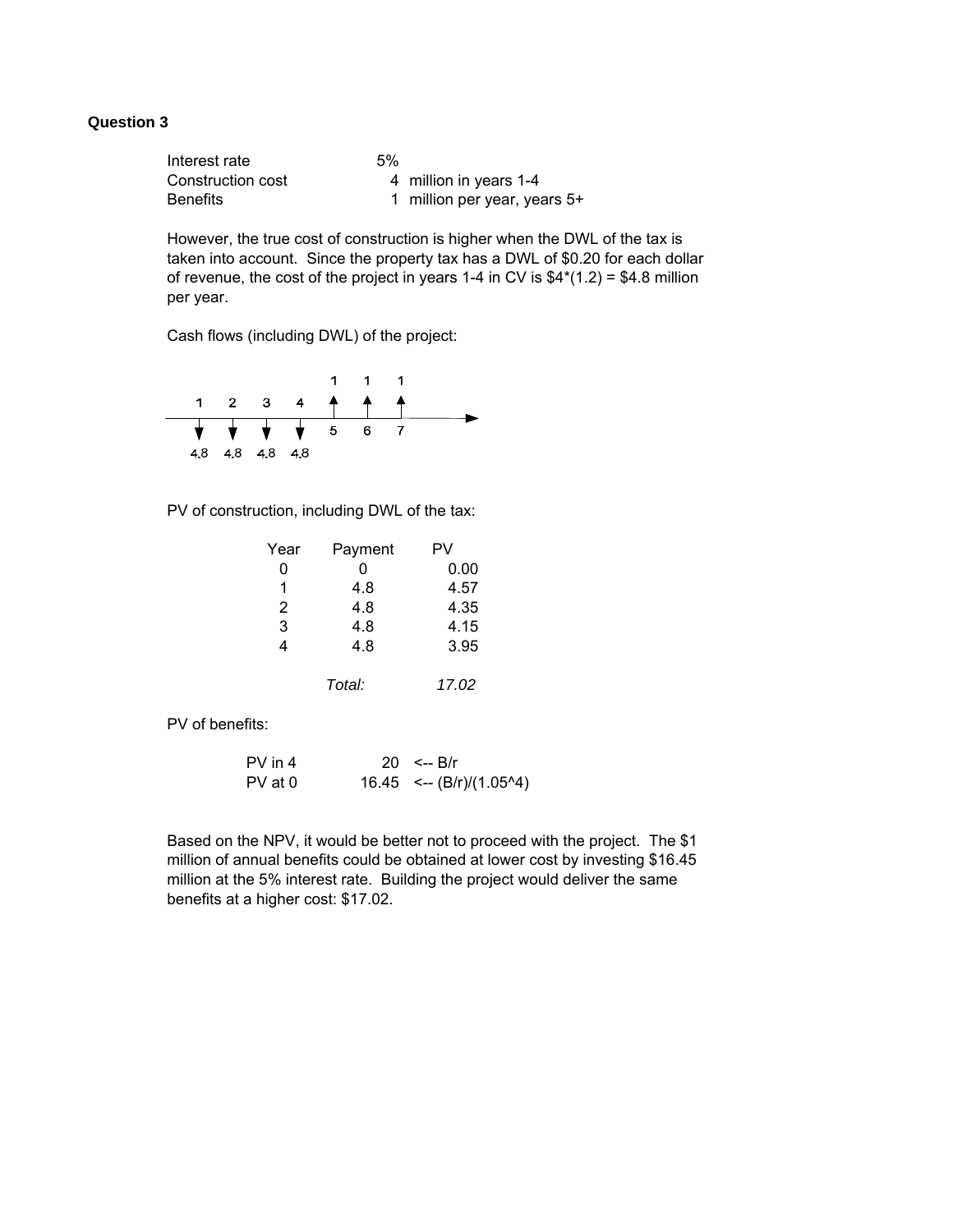**Question 3**

| | | |
|---|---|---|
| Interest rate | 5% | |
| Construction cost | 4 | million in years 1-4 |
| Benefits | 1 | million per year, years 5+ |

However, the true cost of construction is higher when the DWL of the tax is taken into account. Since the property tax has a DWL of $0.20 for each dollar of revenue, the cost of the project in years 1-4 in CV is $4*(1.2) = $4.8 million per year.

Cash flows (including DWL) of the project:

1 1 1

1 2 3 4

5 6 7

4.8 4.8 4.8 4.8

PV of construction, including DWL of the tax:

| Year | Payment | PV |
|---|---|---|
| 0 | 0 | 0.00 |
| 1 | 4.8 | 4.57 |
| 2 | 4.8 | 4.35 |
| 3 | 4.8 | 4.15 |
| 4 | 4.8 | 3.95 |
| | *Total:* | *17.02* |

PV of benefits:

| | | |
|---|---|---|
| PV in 4 | 20 | <-- B/r |
| PV at 0 | 16.45 | <-- (B/r)/(1.05^4) |

Based on the NPV, it would be better not to proceed with the project. The $1 million of annual benefits could be obtained at lower cost by investing $16.45 million at the 5% interest rate. Building the project would deliver the same benefits at a higher cost: $17.02.